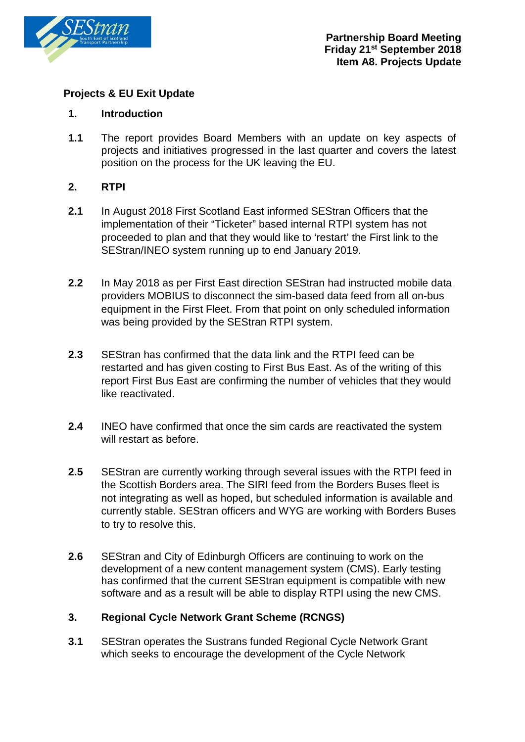**Partnership Board Meeting**
**Friday 21st September 2018**
**Item A8. Projects Update**

## Projects & EU Exit Update

### 1. Introduction

**1.1** The report provides Board Members with an update on key aspects of projects and initiatives progressed in the last quarter and covers the latest position on the process for the UK leaving the EU.

### 2. RTPI

**2.1** In August 2018 First Scotland East informed SEStran Officers that the implementation of their "Ticketer" based internal RTPI system has not proceeded to plan and that they would like to 'restart' the First link to the SEStran/INEO system running up to end January 2019.

**2.2** In May 2018 as per First East direction SEStran had instructed mobile data providers MOBIUS to disconnect the sim-based data feed from all on-bus equipment in the First Fleet. From that point on only scheduled information was being provided by the SEStran RTPI system.

**2.3** SEStran has confirmed that the data link and the RTPI feed can be restarted and has given costing to First Bus East. As of the writing of this report First Bus East are confirming the number of vehicles that they would like reactivated.

**2.4** INEO have confirmed that once the sim cards are reactivated the system will restart as before.

**2.5** SEStran are currently working through several issues with the RTPI feed in the Scottish Borders area. The SIRI feed from the Borders Buses fleet is not integrating as well as hoped, but scheduled information is available and currently stable. SEStran officers and WYG are working with Borders Buses to try to resolve this.

**2.6** SEStran and City of Edinburgh Officers are continuing to work on the development of a new content management system (CMS). Early testing has confirmed that the current SEStran equipment is compatible with new software and as a result will be able to display RTPI using the new CMS.

### 3. Regional Cycle Network Grant Scheme (RCNGS)

**3.1** SEStran operates the Sustrans funded Regional Cycle Network Grant which seeks to encourage the development of the Cycle Network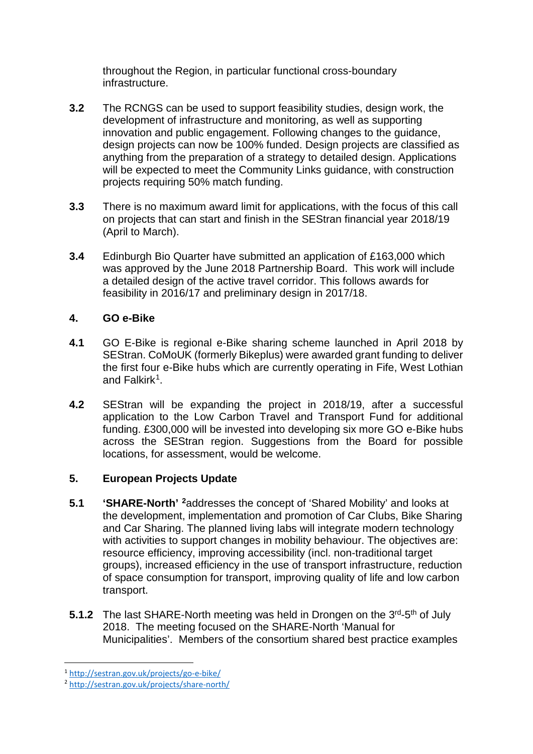throughout the Region, in particular functional cross-boundary infrastructure.

**3.2** The RCNGS can be used to support feasibility studies, design work, the development of infrastructure and monitoring, as well as supporting innovation and public engagement. Following changes to the guidance, design projects can now be 100% funded. Design projects are classified as anything from the preparation of a strategy to detailed design. Applications will be expected to meet the Community Links guidance, with construction projects requiring 50% match funding.

**3.3** There is no maximum award limit for applications, with the focus of this call on projects that can start and finish in the SEStran financial year 2018/19 (April to March).

**3.4** Edinburgh Bio Quarter have submitted an application of £163,000 which was approved by the June 2018 Partnership Board. This work will include a detailed design of the active travel corridor. This follows awards for feasibility in 2016/17 and preliminary design in 2017/18.

## 4. GO e-Bike

**4.1** GO E-Bike is regional e-Bike sharing scheme launched in April 2018 by SEStran. CoMoUK (formerly Bikeplus) were awarded grant funding to deliver the first four e-Bike hubs which are currently operating in Fife, West Lothian and Falkirk[1].

**4.2** SEStran will be expanding the project in 2018/19, after a successful application to the Low Carbon Travel and Transport Fund for additional funding. £300,000 will be invested into developing six more GO e-Bike hubs across the SEStran region. Suggestions from the Board for possible locations, for assessment, would be welcome.

## 5. European Projects Update

**5.1** **'SHARE-North'** [2]addresses the concept of 'Shared Mobility' and looks at the development, implementation and promotion of Car Clubs, Bike Sharing and Car Sharing. The planned living labs will integrate modern technology with activities to support changes in mobility behaviour. The objectives are: resource efficiency, improving accessibility (incl. non-traditional target groups), increased efficiency in the use of transport infrastructure, reduction of space consumption for transport, improving quality of life and low carbon transport.

**5.1.2** The last SHARE-North meeting was held in Drongen on the 3rd-5th of July 2018. The meeting focused on the SHARE-North 'Manual for Municipalities'. Members of the consortium shared best practice examples

---

[1] http://sestran.gov.uk/projects/go-e-bike/

[2] http://sestran.gov.uk/projects/share-north/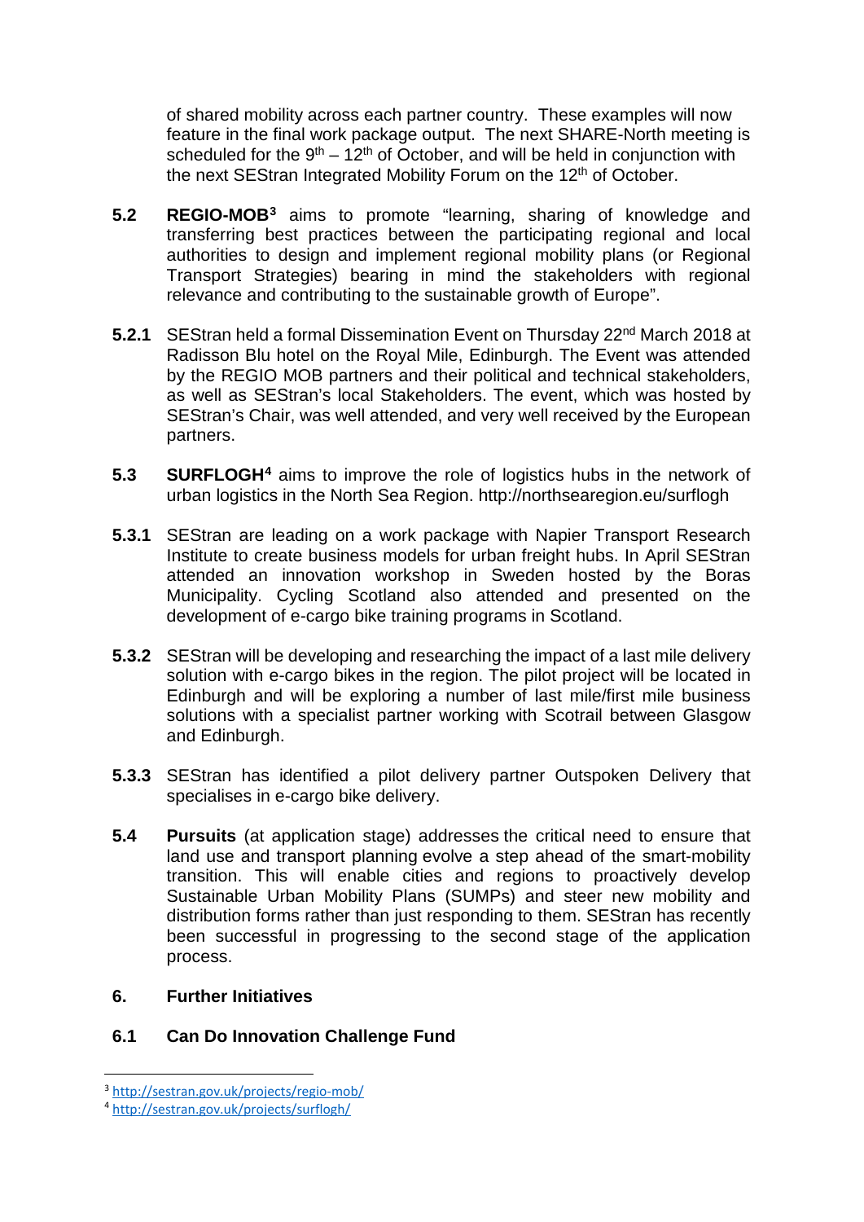of shared mobility across each partner country. These examples will now feature in the final work package output. The next SHARE-North meeting is scheduled for the 9th – 12th of October, and will be held in conjunction with the next SEStran Integrated Mobility Forum on the 12th of October.

**5.2** **REGIO-MOB**[3] aims to promote "learning, sharing of knowledge and transferring best practices between the participating regional and local authorities to design and implement regional mobility plans (or Regional Transport Strategies) bearing in mind the stakeholders with regional relevance and contributing to the sustainable growth of Europe".

**5.2.1** SEStran held a formal Dissemination Event on Thursday 22nd March 2018 at Radisson Blu hotel on the Royal Mile, Edinburgh. The Event was attended by the REGIO MOB partners and their political and technical stakeholders, as well as SEStran's local Stakeholders. The event, which was hosted by SEStran's Chair, was well attended, and very well received by the European partners.

**5.3** **SURFLOGH**[4] aims to improve the role of logistics hubs in the network of urban logistics in the North Sea Region. http://northsearegion.eu/surflogh

**5.3.1** SEStran are leading on a work package with Napier Transport Research Institute to create business models for urban freight hubs. In April SEStran attended an innovation workshop in Sweden hosted by the Boras Municipality. Cycling Scotland also attended and presented on the development of e-cargo bike training programs in Scotland.

**5.3.2** SEStran will be developing and researching the impact of a last mile delivery solution with e-cargo bikes in the region. The pilot project will be located in Edinburgh and will be exploring a number of last mile/first mile business solutions with a specialist partner working with Scotrail between Glasgow and Edinburgh.

**5.3.3** SEStran has identified a pilot delivery partner Outspoken Delivery that specialises in e-cargo bike delivery.

**5.4** **Pursuits** (at application stage) addresses the critical need to ensure that land use and transport planning evolve a step ahead of the smart-mobility transition. This will enable cities and regions to proactively develop Sustainable Urban Mobility Plans (SUMPs) and steer new mobility and distribution forms rather than just responding to them. SEStran has recently been successful in progressing to the second stage of the application process.

## 6. Further Initiatives

### 6.1 Can Do Innovation Challenge Fund

---

[3] http://sestran.gov.uk/projects/regio-mob/

[4] http://sestran.gov.uk/projects/surflogh/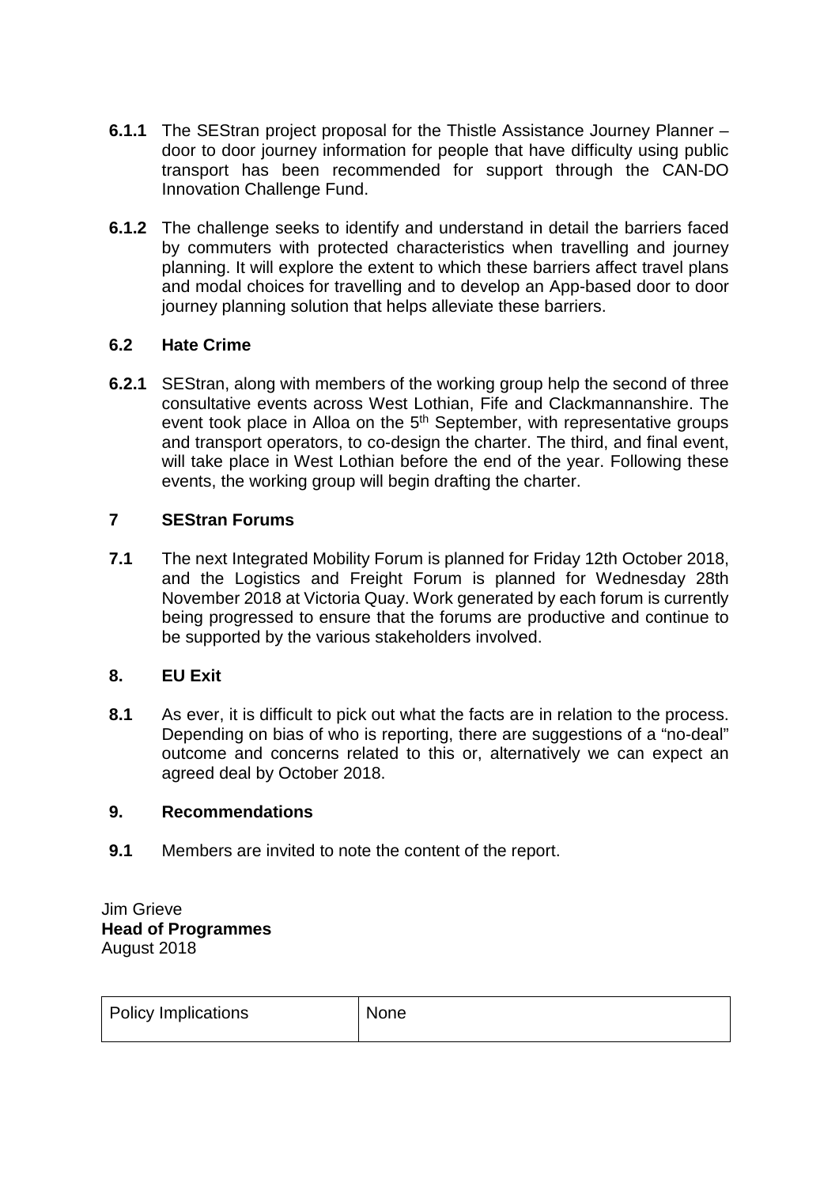**6.1.1** The SEStran project proposal for the Thistle Assistance Journey Planner – door to door journey information for people that have difficulty using public transport has been recommended for support through the CAN-DO Innovation Challenge Fund.

**6.1.2** The challenge seeks to identify and understand in detail the barriers faced by commuters with protected characteristics when travelling and journey planning. It will explore the extent to which these barriers affect travel plans and modal choices for travelling and to develop an App-based door to door journey planning solution that helps alleviate these barriers.

## 6.2 Hate Crime

**6.2.1** SEStran, along with members of the working group help the second of three consultative events across West Lothian, Fife and Clackmannanshire. The event took place in Alloa on the 5th September, with representative groups and transport operators, to co-design the charter. The third, and final event, will take place in West Lothian before the end of the year. Following these events, the working group will begin drafting the charter.

## 7 SEStran Forums

**7.1** The next Integrated Mobility Forum is planned for Friday 12th October 2018, and the Logistics and Freight Forum is planned for Wednesday 28th November 2018 at Victoria Quay. Work generated by each forum is currently being progressed to ensure that the forums are productive and continue to be supported by the various stakeholders involved.

## 8. EU Exit

**8.1** As ever, it is difficult to pick out what the facts are in relation to the process. Depending on bias of who is reporting, there are suggestions of a "no-deal" outcome and concerns related to this or, alternatively we can expect an agreed deal by October 2018.

## 9. Recommendations

**9.1** Members are invited to note the content of the report.

Jim Grieve
**Head of Programmes**
August 2018

| Policy Implications | None |
|---|---|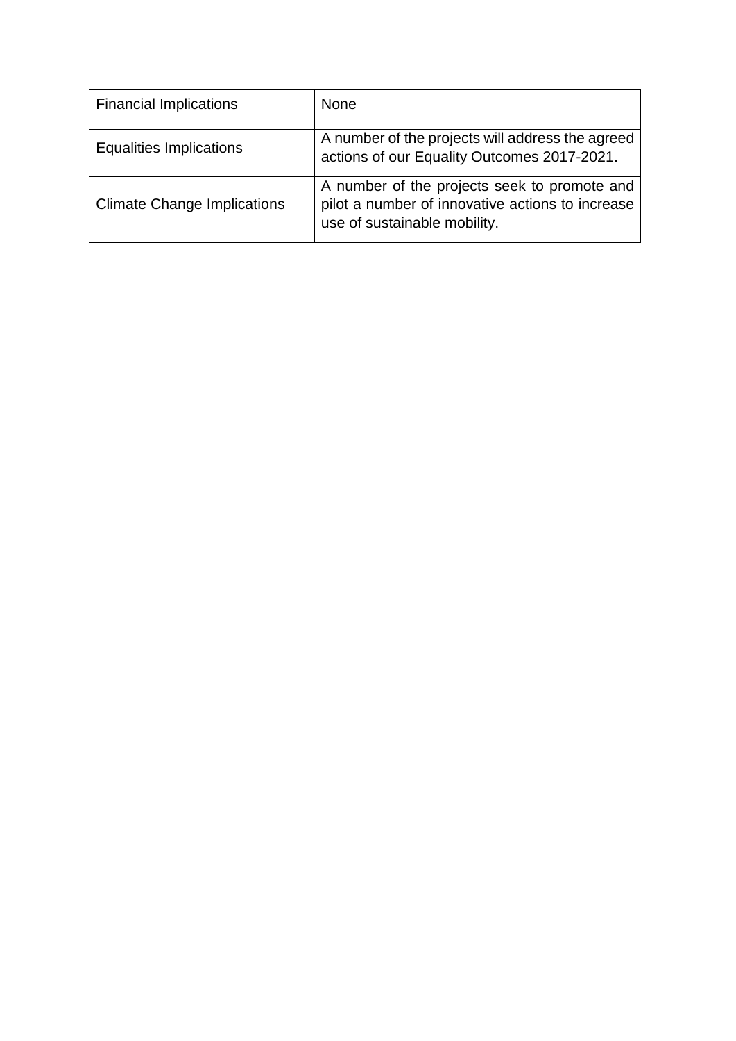| | |
|---|---|
| Financial Implications | None |
| Equalities Implications | A number of the projects will address the agreed actions of our Equality Outcomes 2017-2021. |
| Climate Change Implications | A number of the projects seek to promote and pilot a number of innovative actions to increase use of sustainable mobility. |